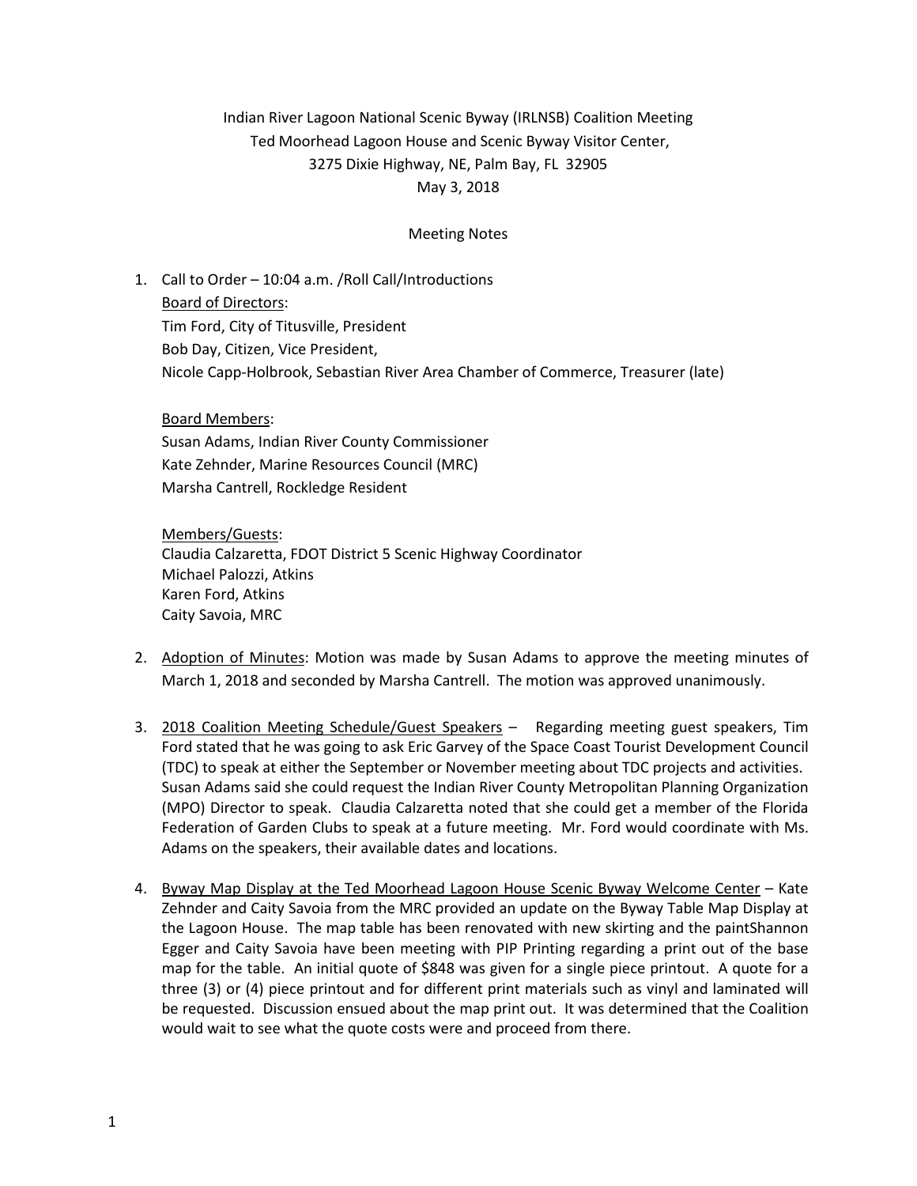Indian River Lagoon National Scenic Byway (IRLNSB) Coalition Meeting
Ted Moorhead Lagoon House and Scenic Byway Visitor Center,
3275 Dixie Highway, NE, Palm Bay, FL 32905
May 3, 2018

Meeting Notes

1. Call to Order – 10:04 a.m. /Roll Call/Introductions

   Board of Directors:
   Tim Ford, City of Titusville, President
   Bob Day, Citizen, Vice President,
   Nicole Capp-Holbrook, Sebastian River Area Chamber of Commerce, Treasurer (late)

   Board Members:
   Susan Adams, Indian River County Commissioner
   Kate Zehnder, Marine Resources Council (MRC)
   Marsha Cantrell, Rockledge Resident

   Members/Guests:
   Claudia Calzaretta, FDOT District 5 Scenic Highway Coordinator
   Michael Palozzi, Atkins
   Karen Ford, Atkins
   Caity Savoia, MRC

2. Adoption of Minutes: Motion was made by Susan Adams to approve the meeting minutes of March 1, 2018 and seconded by Marsha Cantrell. The motion was approved unanimously.

3. 2018 Coalition Meeting Schedule/Guest Speakers – Regarding meeting guest speakers, Tim Ford stated that he was going to ask Eric Garvey of the Space Coast Tourist Development Council (TDC) to speak at either the September or November meeting about TDC projects and activities. Susan Adams said she could request the Indian River County Metropolitan Planning Organization (MPO) Director to speak. Claudia Calzaretta noted that she could get a member of the Florida Federation of Garden Clubs to speak at a future meeting. Mr. Ford would coordinate with Ms. Adams on the speakers, their available dates and locations.

4. Byway Map Display at the Ted Moorhead Lagoon House Scenic Byway Welcome Center – Kate Zehnder and Caity Savoia from the MRC provided an update on the Byway Table Map Display at the Lagoon House. The map table has been renovated with new skirting and the paintShannon Egger and Caity Savoia have been meeting with PIP Printing regarding a print out of the base map for the table. An initial quote of $848 was given for a single piece printout. A quote for a three (3) or (4) piece printout and for different print materials such as vinyl and laminated will be requested. Discussion ensued about the map print out. It was determined that the Coalition would wait to see what the quote costs were and proceed from there.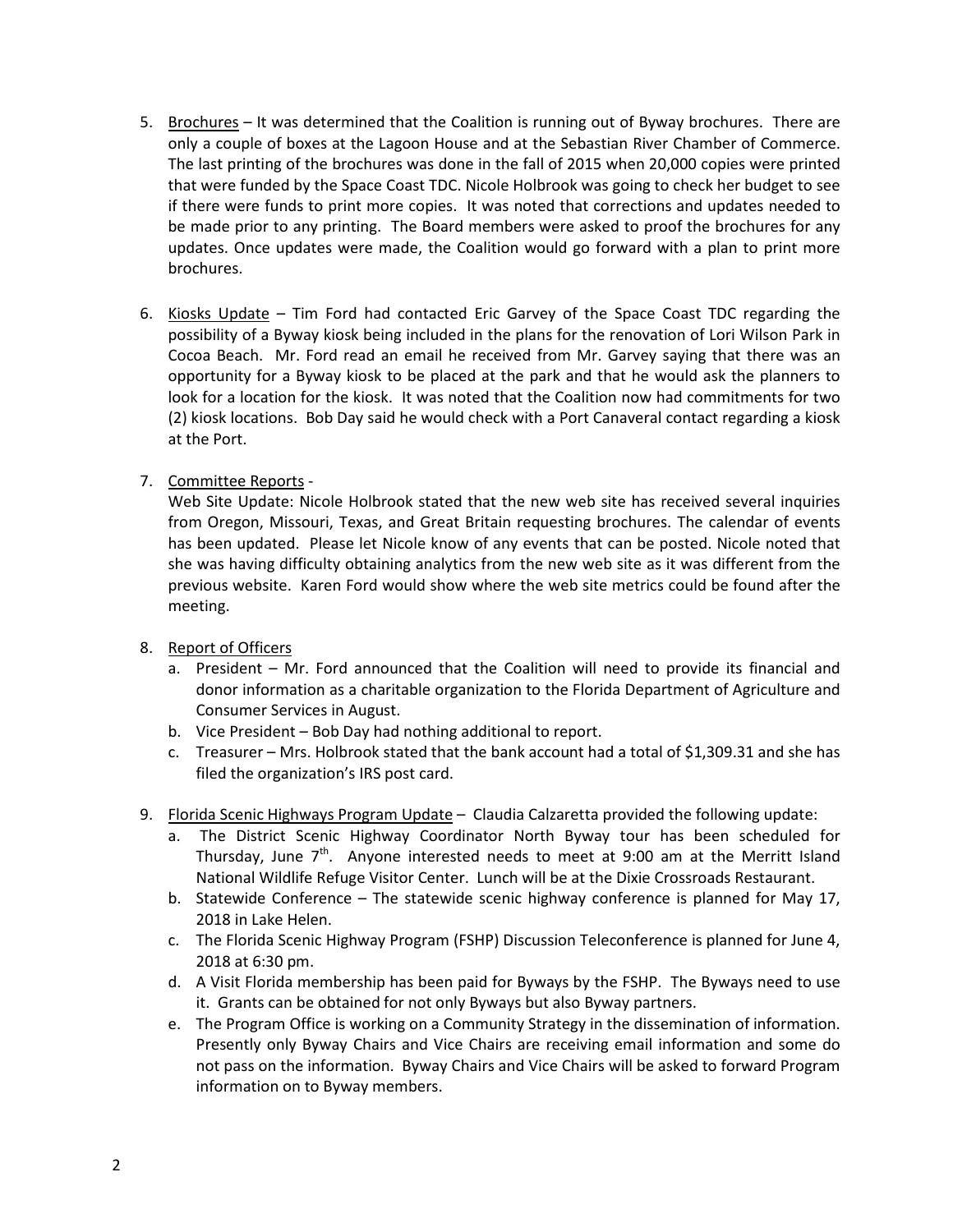5. Brochures – It was determined that the Coalition is running out of Byway brochures. There are only a couple of boxes at the Lagoon House and at the Sebastian River Chamber of Commerce. The last printing of the brochures was done in the fall of 2015 when 20,000 copies were printed that were funded by the Space Coast TDC. Nicole Holbrook was going to check her budget to see if there were funds to print more copies. It was noted that corrections and updates needed to be made prior to any printing. The Board members were asked to proof the brochures for any updates. Once updates were made, the Coalition would go forward with a plan to print more brochures.

6. Kiosks Update – Tim Ford had contacted Eric Garvey of the Space Coast TDC regarding the possibility of a Byway kiosk being included in the plans for the renovation of Lori Wilson Park in Cocoa Beach. Mr. Ford read an email he received from Mr. Garvey saying that there was an opportunity for a Byway kiosk to be placed at the park and that he would ask the planners to look for a location for the kiosk. It was noted that the Coalition now had commitments for two (2) kiosk locations. Bob Day said he would check with a Port Canaveral contact regarding a kiosk at the Port.

7. Committee Reports -

   Web Site Update: Nicole Holbrook stated that the new web site has received several inquiries from Oregon, Missouri, Texas, and Great Britain requesting brochures. The calendar of events has been updated. Please let Nicole know of any events that can be posted. Nicole noted that she was having difficulty obtaining analytics from the new web site as it was different from the previous website. Karen Ford would show where the web site metrics could be found after the meeting.

8. Report of Officers
   a. President – Mr. Ford announced that the Coalition will need to provide its financial and donor information as a charitable organization to the Florida Department of Agriculture and Consumer Services in August.
   b. Vice President – Bob Day had nothing additional to report.
   c. Treasurer – Mrs. Holbrook stated that the bank account had a total of $1,309.31 and she has filed the organization's IRS post card.

9. Florida Scenic Highways Program Update – Claudia Calzaretta provided the following update:
   a. The District Scenic Highway Coordinator North Byway tour has been scheduled for Thursday, June 7th. Anyone interested needs to meet at 9:00 am at the Merritt Island National Wildlife Refuge Visitor Center. Lunch will be at the Dixie Crossroads Restaurant.
   b. Statewide Conference – The statewide scenic highway conference is planned for May 17, 2018 in Lake Helen.
   c. The Florida Scenic Highway Program (FSHP) Discussion Teleconference is planned for June 4, 2018 at 6:30 pm.
   d. A Visit Florida membership has been paid for Byways by the FSHP. The Byways need to use it. Grants can be obtained for not only Byways but also Byway partners.
   e. The Program Office is working on a Community Strategy in the dissemination of information. Presently only Byway Chairs and Vice Chairs are receiving email information and some do not pass on the information. Byway Chairs and Vice Chairs will be asked to forward Program information on to Byway members.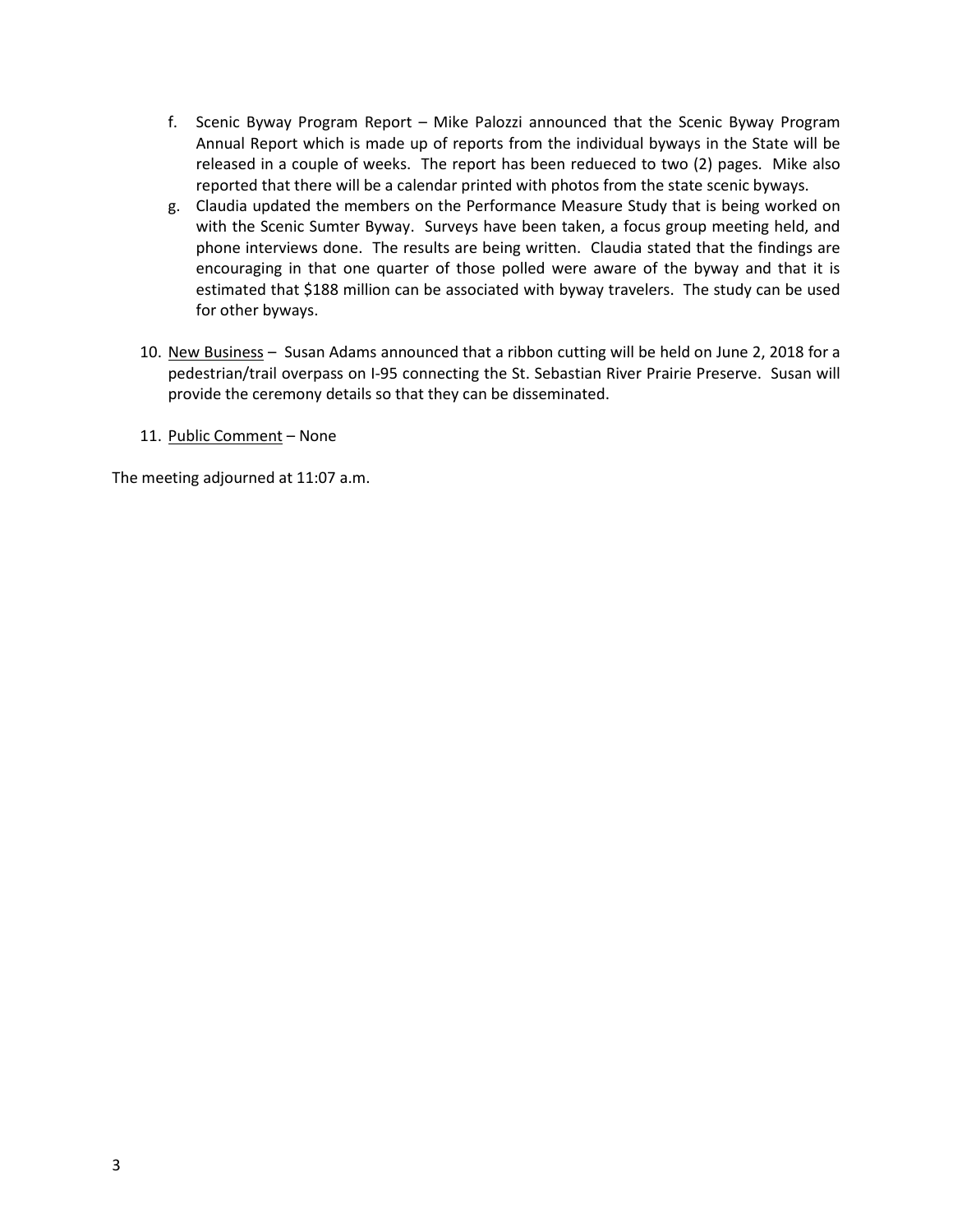f. Scenic Byway Program Report – Mike Palozzi announced that the Scenic Byway Program Annual Report which is made up of reports from the individual byways in the State will be released in a couple of weeks. The report has been redueced to two (2) pages. Mike also reported that there will be a calendar printed with photos from the state scenic byways.

g. Claudia updated the members on the Performance Measure Study that is being worked on with the Scenic Sumter Byway. Surveys have been taken, a focus group meeting held, and phone interviews done. The results are being written. Claudia stated that the findings are encouraging in that one quarter of those polled were aware of the byway and that it is estimated that $188 million can be associated with byway travelers. The study can be used for other byways.

10. <u>New Business</u> – Susan Adams announced that a ribbon cutting will be held on June 2, 2018 for a pedestrian/trail overpass on I-95 connecting the St. Sebastian River Prairie Preserve. Susan will provide the ceremony details so that they can be disseminated.

11. <u>Public Comment</u> – None

The meeting adjourned at 11:07 a.m.